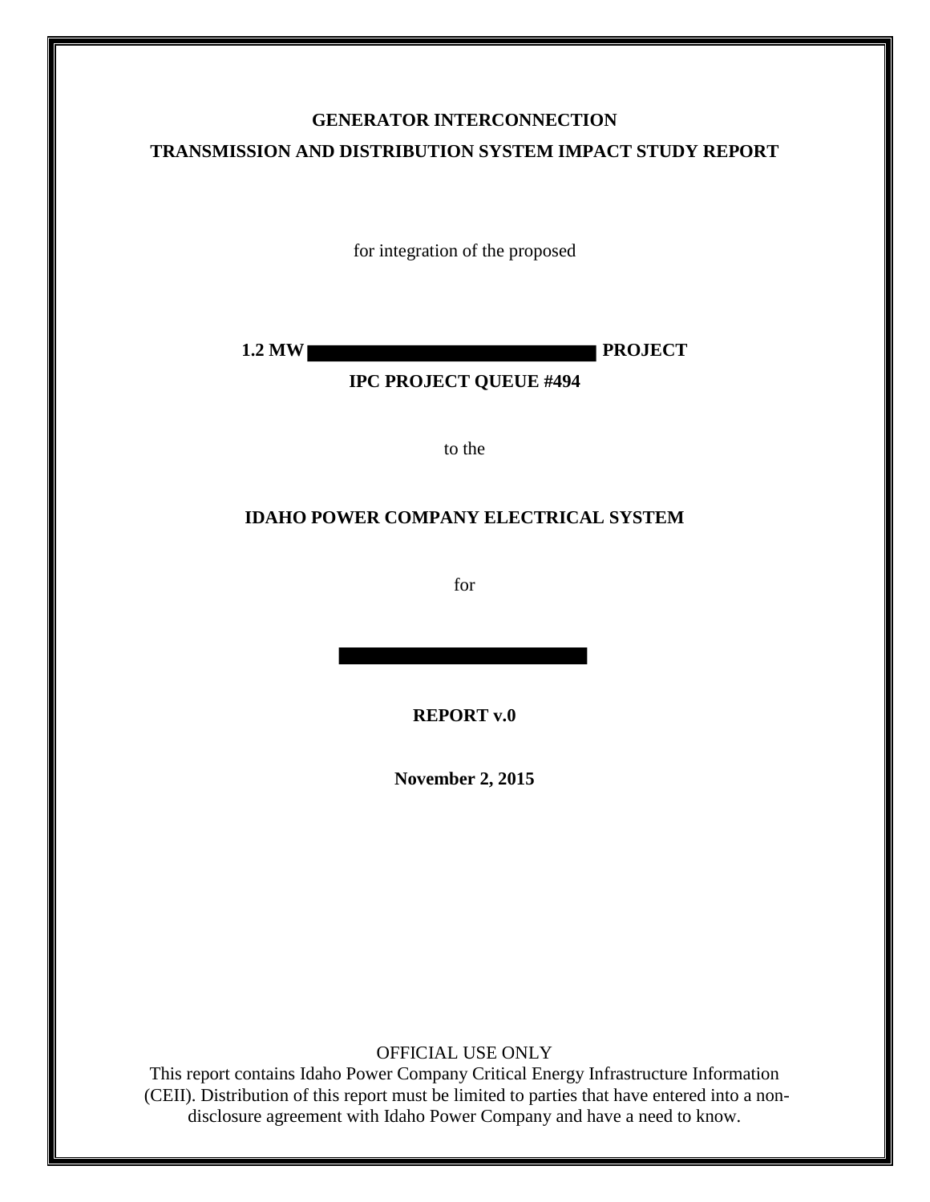**GENERATOR INTERCONNECTION**

**TRANSMISSION AND DISTRIBUTION SYSTEM IMPACT STUDY REPORT**

for integration of the proposed

**1.2 MW ████████████████ PROJECT**

**IPC PROJECT QUEUE #494**

to the

**IDAHO POWER COMPANY ELECTRICAL SYSTEM**

for

████████████████

**REPORT v.0**

**November 2, 2015**

OFFICIAL USE ONLY

This report contains Idaho Power Company Critical Energy Infrastructure Information (CEII). Distribution of this report must be limited to parties that have entered into a non-disclosure agreement with Idaho Power Company and have a need to know.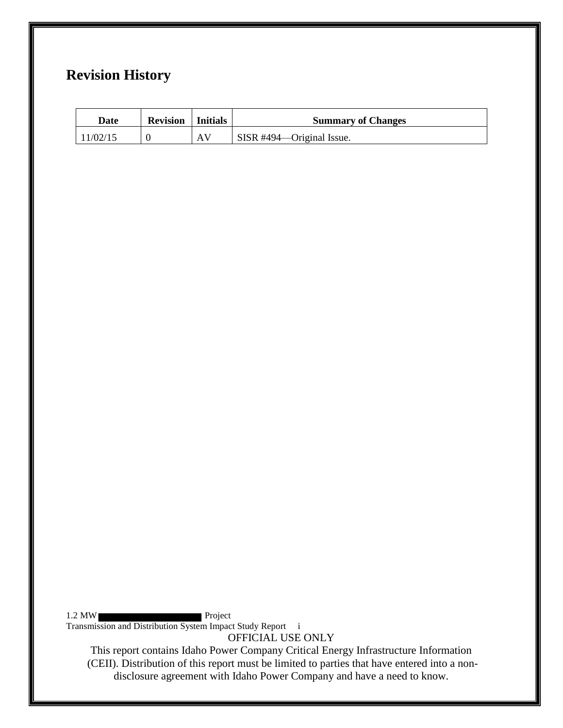# Revision History

| Date | Revision | Initials | Summary of Changes |
|---|---|---|---|
| 11/02/15 | 0 | AV | SISR #494—Original Issue. |

OFFICIAL USE ONLY

This report contains Idaho Power Company Critical Energy Infrastructure Information (CEII). Distribution of this report must be limited to parties that have entered into a non-disclosure agreement with Idaho Power Company and have a need to know.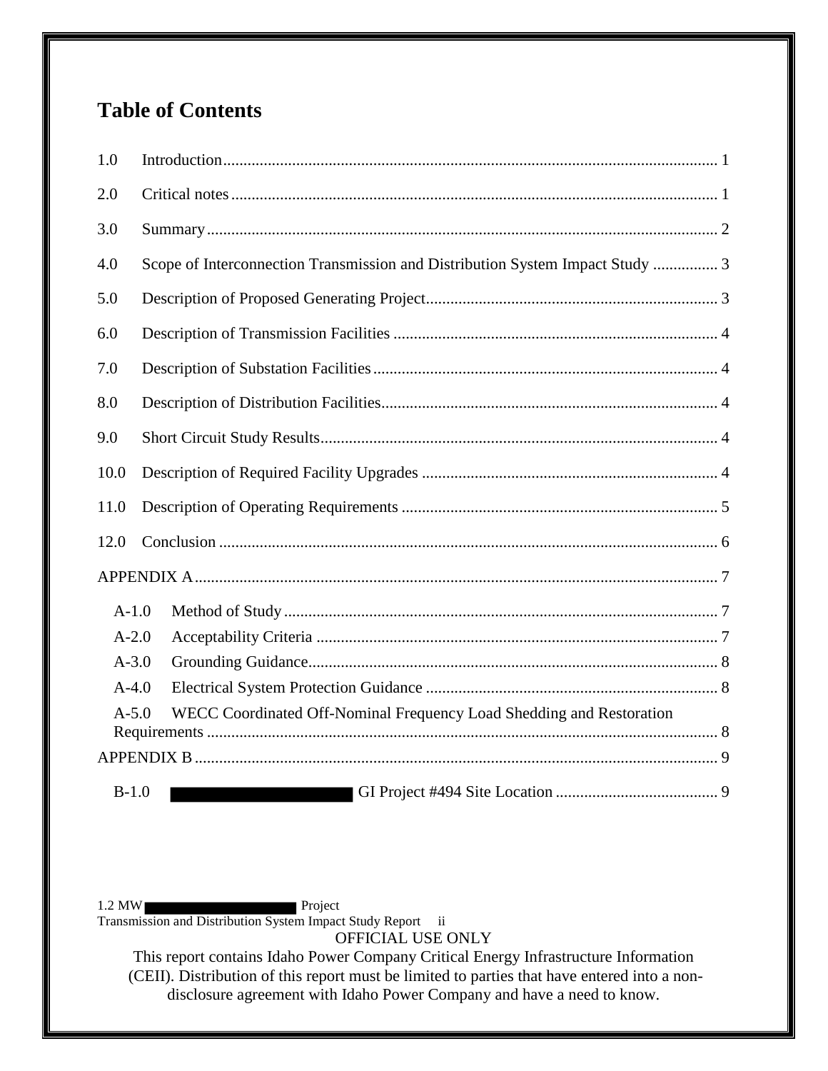# Table of Contents

1.0 Introduction ........................................................................................................................ 1

2.0 Critical notes ...................................................................................................................... 1

3.0 Summary ............................................................................................................................ 2

4.0 Scope of Interconnection Transmission and Distribution System Impact Study ................ 3

5.0 Description of Proposed Generating Project ....................................................................... 3

6.0 Description of Transmission Facilities ............................................................................... 4

7.0 Description of Substation Facilities .................................................................................... 4

8.0 Description of Distribution Facilities .................................................................................. 4

9.0 Short Circuit Study Results ................................................................................................. 4

10.0 Description of Required Facility Upgrades ........................................................................ 4

11.0 Description of Operating Requirements ............................................................................. 5

12.0 Conclusion .......................................................................................................................... 6

APPENDIX A ............................................................................................................................... 7

- A-1.0 Method of Study ......................................................................................................... 7
- A-2.0 Acceptability Criteria .................................................................................................. 7
- A-3.0 Grounding Guidance ................................................................................................... 8
- A-4.0 Electrical System Protection Guidance ....................................................................... 8
- A-5.0 WECC Coordinated Off-Nominal Frequency Load Shedding and Restoration Requirements ............................................................................................................................ 8

APPENDIX B ............................................................................................................................... 9

- B-1.0 ██████████ GI Project #494 Site Location ....................................... 9

1.2 MW ██████████ Project
Transmission and Distribution System Impact Study Report

OFFICIAL USE ONLY

This report contains Idaho Power Company Critical Energy Infrastructure Information (CEII). Distribution of this report must be limited to parties that have entered into a non-disclosure agreement with Idaho Power Company and have a need to know.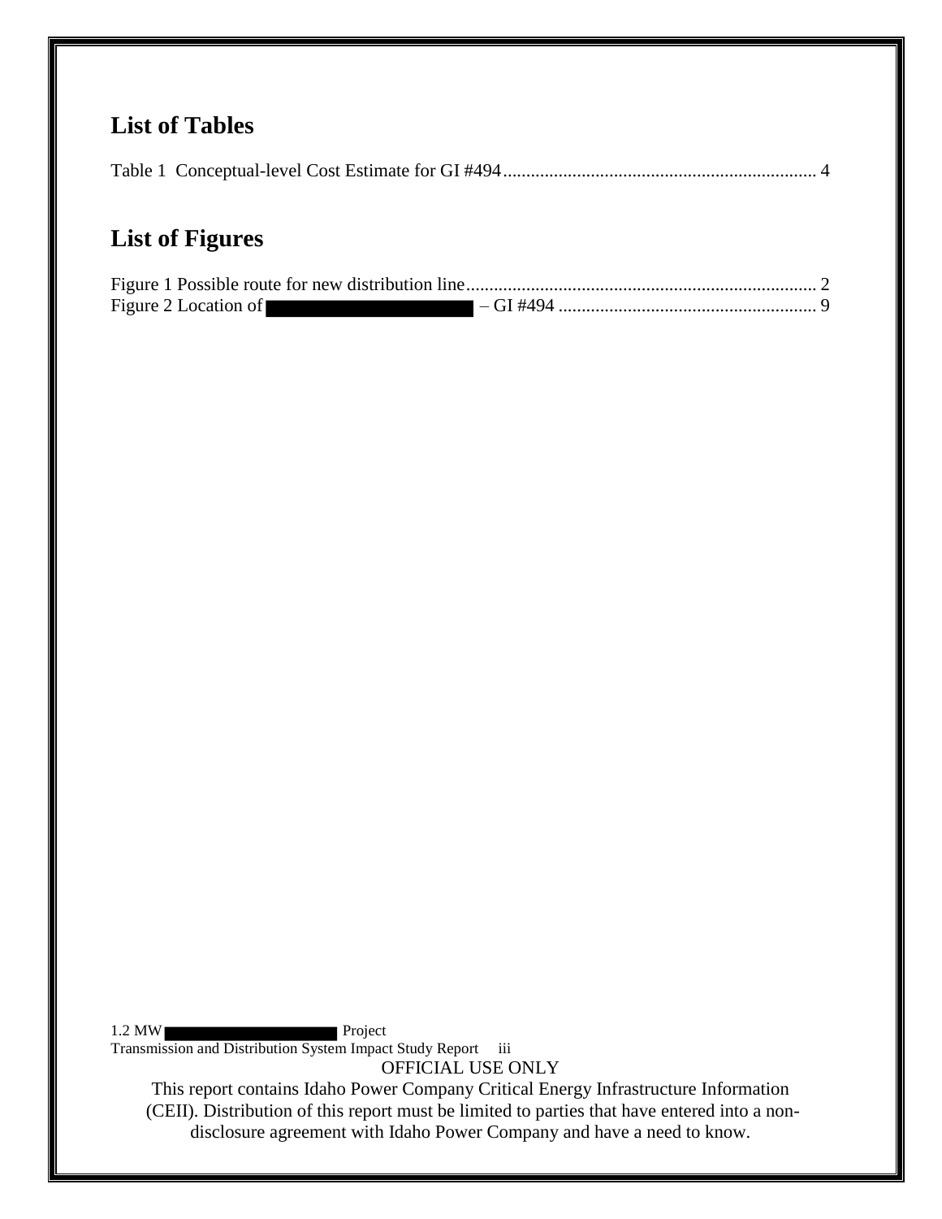## List of Tables

Table 1 Conceptual-level Cost Estimate for GI #494 .................................................................... 4

## List of Figures

Figure 1 Possible route for new distribution line ........................................................................... 2

Figure 2 Location of ████████████ – GI #494 ....................................................... 9

OFFICIAL USE ONLY

This report contains Idaho Power Company Critical Energy Infrastructure Information (CEII). Distribution of this report must be limited to parties that have entered into a non-disclosure agreement with Idaho Power Company and have a need to know.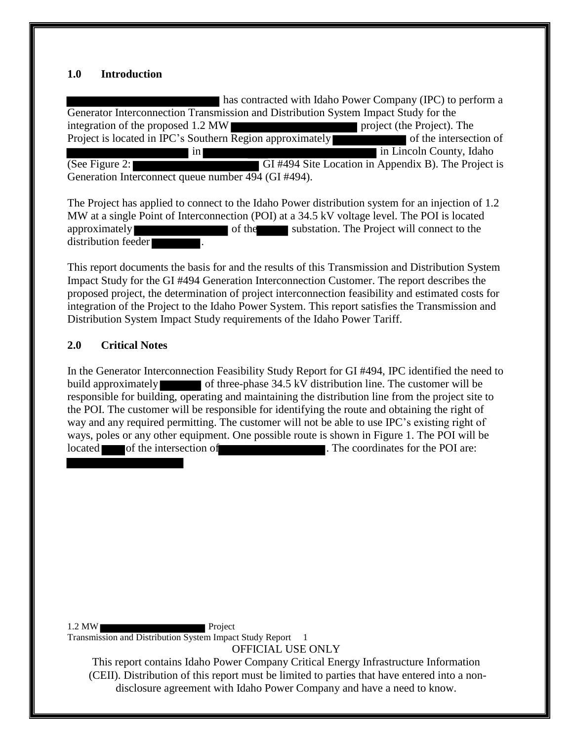## 1.0 Introduction

has contracted with Idaho Power Company (IPC) to perform a Generator Interconnection Transmission and Distribution System Impact Study for the integration of the proposed 1.2 MW project (the Project). The Project is located in IPC's Southern Region approximately of the intersection of in in Lincoln County, Idaho (See Figure 2: GI #494 Site Location in Appendix B). The Project is Generation Interconnect queue number 494 (GI #494).

The Project has applied to connect to the Idaho Power distribution system for an injection of 1.2 MW at a single Point of Interconnection (POI) at a 34.5 kV voltage level. The POI is located approximately of the substation. The Project will connect to the distribution feeder .

This report documents the basis for and the results of this Transmission and Distribution System Impact Study for the GI #494 Generation Interconnection Customer. The report describes the proposed project, the determination of project interconnection feasibility and estimated costs for integration of the Project to the Idaho Power System. This report satisfies the Transmission and Distribution System Impact Study requirements of the Idaho Power Tariff.

## 2.0 Critical Notes

In the Generator Interconnection Feasibility Study Report for GI #494, IPC identified the need to build approximately of three-phase 34.5 kV distribution line. The customer will be responsible for building, operating and maintaining the distribution line from the project site to the POI. The customer will be responsible for identifying the route and obtaining the right of way and any required permitting. The customer will not be able to use IPC's existing right of ways, poles or any other equipment. One possible route is shown in Figure 1. The POI will be located of the intersection of . The coordinates for the POI are:

OFFICIAL USE ONLY

This report contains Idaho Power Company Critical Energy Infrastructure Information (CEII). Distribution of this report must be limited to parties that have entered into a non-disclosure agreement with Idaho Power Company and have a need to know.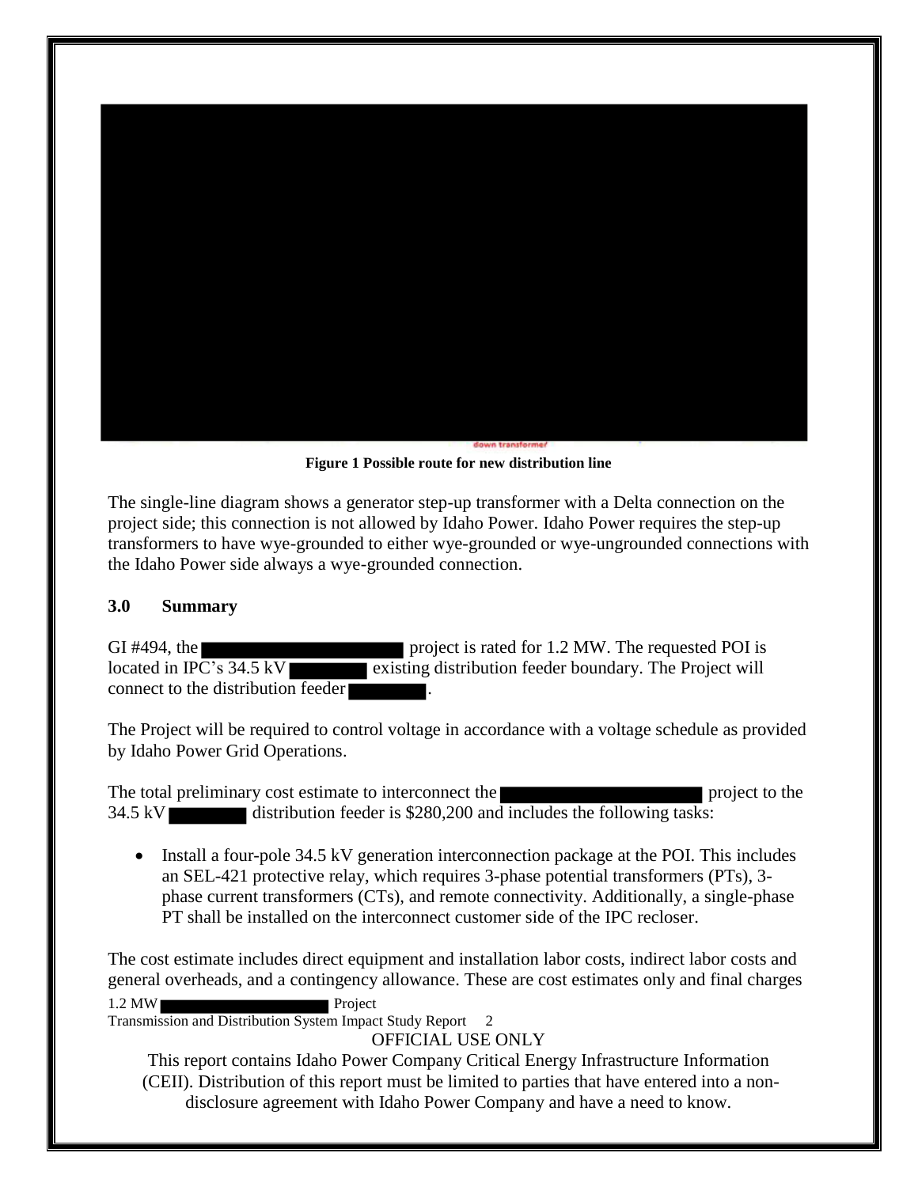**Figure 1 Possible route for new distribution line**

The single-line diagram shows a generator step-up transformer with a Delta connection on the project side; this connection is not allowed by Idaho Power. Idaho Power requires the step-up transformers to have wye-grounded to either wye-grounded or wye-ungrounded connections with the Idaho Power side always a wye-grounded connection.

## 3.0 Summary

GI #494, the ████████████ project is rated for 1.2 MW. The requested POI is located in IPC's 34.5 kV ████ existing distribution feeder boundary. The Project will connect to the distribution feeder ████.

The Project will be required to control voltage in accordance with a voltage schedule as provided by Idaho Power Grid Operations.

The total preliminary cost estimate to interconnect the ████████████ project to the 34.5 kV ████ distribution feeder is $280,200 and includes the following tasks:

- Install a four-pole 34.5 kV generation interconnection package at the POI. This includes an SEL-421 protective relay, which requires 3-phase potential transformers (PTs), 3-phase current transformers (CTs), and remote connectivity. Additionally, a single-phase PT shall be installed on the interconnect customer side of the IPC recloser.

The cost estimate includes direct equipment and installation labor costs, indirect labor costs and general overheads, and a contingency allowance. These are cost estimates only and final charges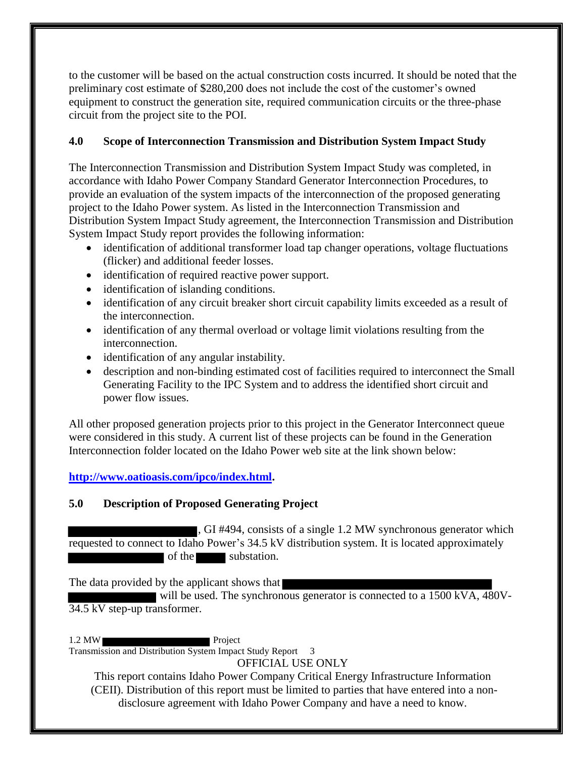to the customer will be based on the actual construction costs incurred. It should be noted that the preliminary cost estimate of $280,200 does not include the cost of the customer's owned equipment to construct the generation site, required communication circuits or the three-phase circuit from the project site to the POI.

## 4.0 Scope of Interconnection Transmission and Distribution System Impact Study

The Interconnection Transmission and Distribution System Impact Study was completed, in accordance with Idaho Power Company Standard Generator Interconnection Procedures, to provide an evaluation of the system impacts of the interconnection of the proposed generating project to the Idaho Power system. As listed in the Interconnection Transmission and Distribution System Impact Study agreement, the Interconnection Transmission and Distribution System Impact Study report provides the following information:

- identification of additional transformer load tap changer operations, voltage fluctuations (flicker) and additional feeder losses.
- identification of required reactive power support.
- identification of islanding conditions.
- identification of any circuit breaker short circuit capability limits exceeded as a result of the interconnection.
- identification of any thermal overload or voltage limit violations resulting from the interconnection.
- identification of any angular instability.
- description and non-binding estimated cost of facilities required to interconnect the Small Generating Facility to the IPC System and to address the identified short circuit and power flow issues.

All other proposed generation projects prior to this project in the Generator Interconnect queue were considered in this study. A current list of these projects can be found in the Generation Interconnection folder located on the Idaho Power web site at the link shown below:

**http://www.oatioasis.com/ipco/index.html.**

## 5.0 Description of Proposed Generating Project

[REDACTED], GI #494, consists of a single 1.2 MW synchronous generator which requested to connect to Idaho Power's 34.5 kV distribution system. It is located approximately [REDACTED] of the [REDACTED] substation.

The data provided by the applicant shows that [REDACTED] will be used. The synchronous generator is connected to a 1500 kVA, 480V-34.5 kV step-up transformer.

OFFICIAL USE ONLY

This report contains Idaho Power Company Critical Energy Infrastructure Information (CEII). Distribution of this report must be limited to parties that have entered into a non-disclosure agreement with Idaho Power Company and have a need to know.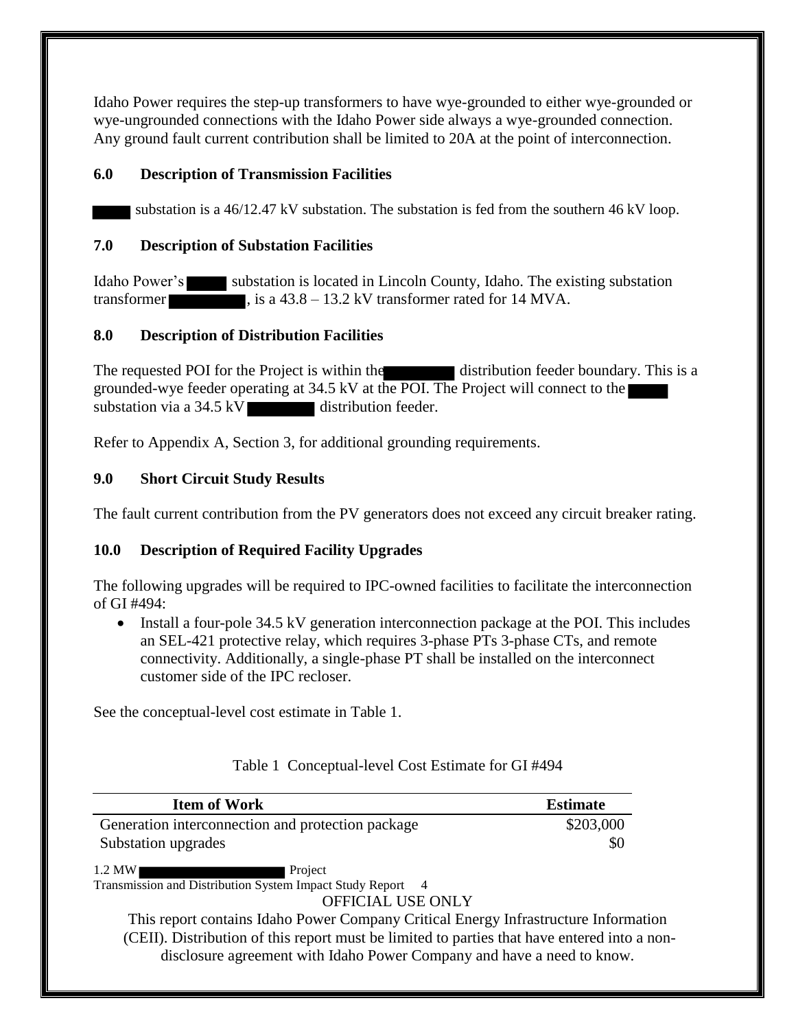Idaho Power requires the step-up transformers to have wye-grounded to either wye-grounded or wye-ungrounded connections with the Idaho Power side always a wye-grounded connection. Any ground fault current contribution shall be limited to 20A at the point of interconnection.

## 6.0 Description of Transmission Facilities

substation is a 46/12.47 kV substation. The substation is fed from the southern 46 kV loop.

## 7.0 Description of Substation Facilities

Idaho Power's substation is located in Lincoln County, Idaho. The existing substation transformer , is a 43.8 – 13.2 kV transformer rated for 14 MVA.

## 8.0 Description of Distribution Facilities

The requested POI for the Project is within the distribution feeder boundary. This is a grounded-wye feeder operating at 34.5 kV at the POI. The Project will connect to the substation via a 34.5 kV distribution feeder.

Refer to Appendix A, Section 3, for additional grounding requirements.

## 9.0 Short Circuit Study Results

The fault current contribution from the PV generators does not exceed any circuit breaker rating.

## 10.0 Description of Required Facility Upgrades

The following upgrades will be required to IPC-owned facilities to facilitate the interconnection of GI #494:

- Install a four-pole 34.5 kV generation interconnection package at the POI. This includes an SEL-421 protective relay, which requires 3-phase PTs 3-phase CTs, and remote connectivity. Additionally, a single-phase PT shall be installed on the interconnect customer side of the IPC recloser.

See the conceptual-level cost estimate in Table 1.

Table 1 Conceptual-level Cost Estimate for GI #494

| Item of Work | Estimate |
|---|---|
| Generation interconnection and protection package | \$203,000 |
| Substation upgrades | \$0 |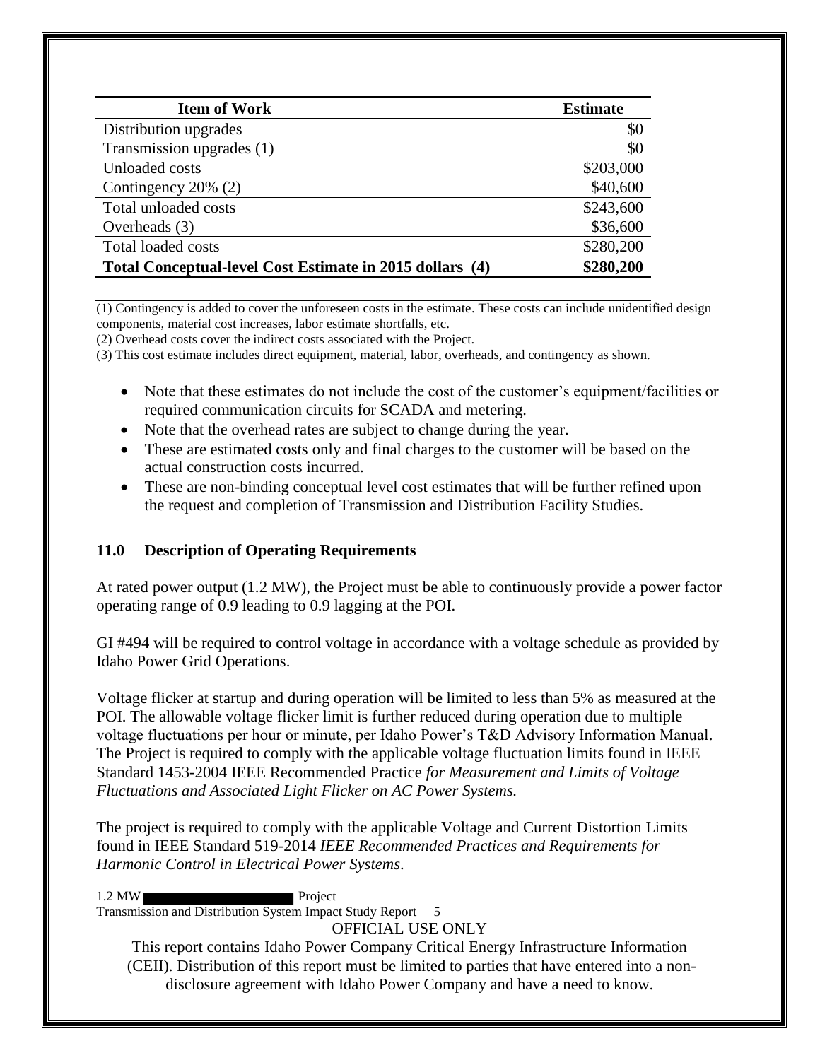| Item of Work | Estimate |
|---|---|
| Distribution upgrades | $0 |
| Transmission upgrades (1) | $0 |
| Unloaded costs | $203,000 |
| Contingency 20% (2) | $40,600 |
| Total unloaded costs | $243,600 |
| Overheads (3) | $36,600 |
| Total loaded costs | $280,200 |
| **Total Conceptual-level Cost Estimate in 2015 dollars (4)** | **$280,200** |

(1) Contingency is added to cover the unforeseen costs in the estimate. These costs can include unidentified design components, material cost increases, labor estimate shortfalls, etc.
(2) Overhead costs cover the indirect costs associated with the Project.
(3) This cost estimate includes direct equipment, material, labor, overheads, and contingency as shown.

- Note that these estimates do not include the cost of the customer's equipment/facilities or required communication circuits for SCADA and metering.
- Note that the overhead rates are subject to change during the year.
- These are estimated costs only and final charges to the customer will be based on the actual construction costs incurred.
- These are non-binding conceptual level cost estimates that will be further refined upon the request and completion of Transmission and Distribution Facility Studies.

### 11.0 Description of Operating Requirements

At rated power output (1.2 MW), the Project must be able to continuously provide a power factor operating range of 0.9 leading to 0.9 lagging at the POI.

GI #494 will be required to control voltage in accordance with a voltage schedule as provided by Idaho Power Grid Operations.

Voltage flicker at startup and during operation will be limited to less than 5% as measured at the POI. The allowable voltage flicker limit is further reduced during operation due to multiple voltage fluctuations per hour or minute, per Idaho Power's T&D Advisory Information Manual. The Project is required to comply with the applicable voltage fluctuation limits found in IEEE Standard 1453-2004 IEEE Recommended Practice *for Measurement and Limits of Voltage Fluctuations and Associated Light Flicker on AC Power Systems.*

The project is required to comply with the applicable Voltage and Current Distortion Limits found in IEEE Standard 519-2014 *IEEE Recommended Practices and Requirements for Harmonic Control in Electrical Power Systems*.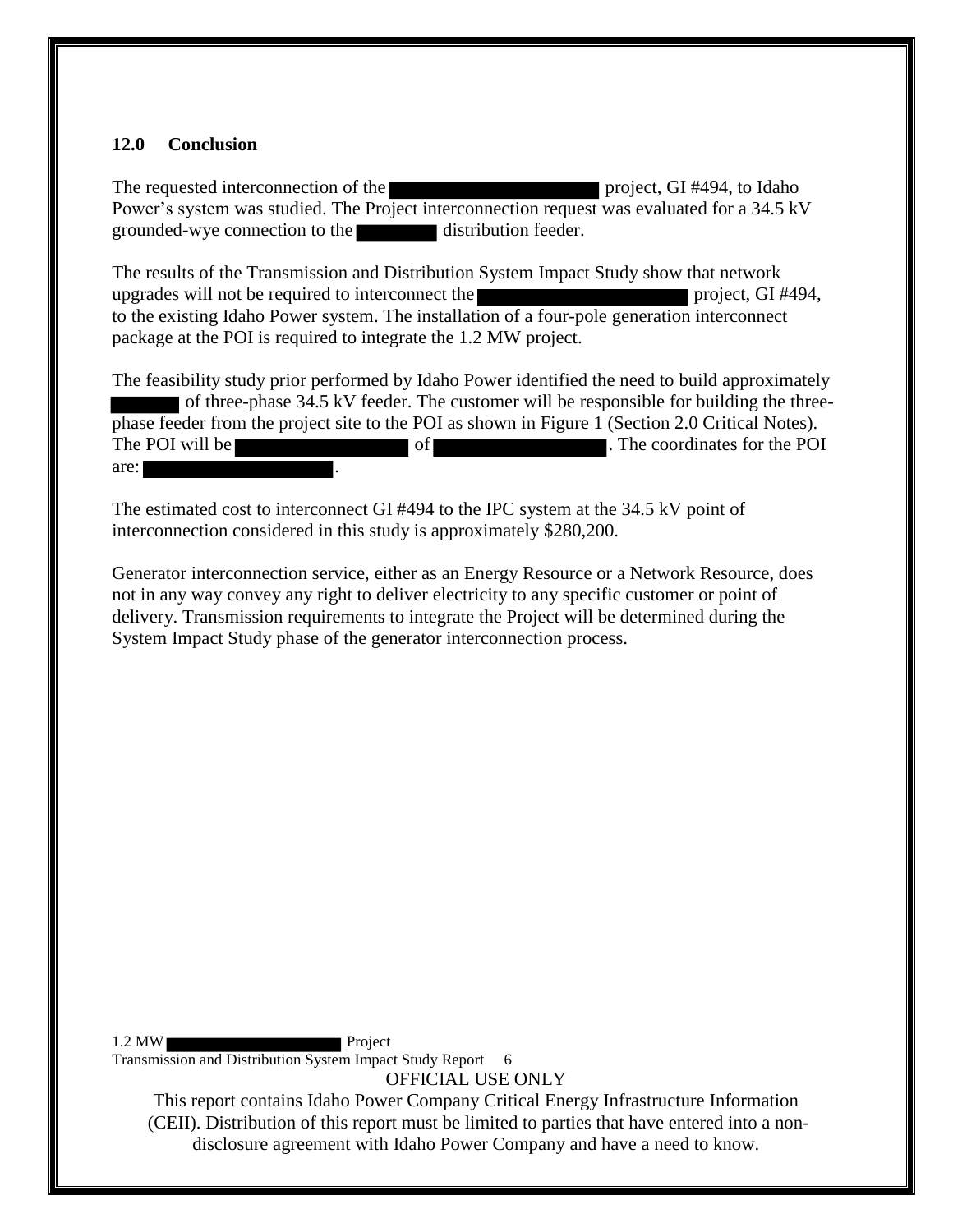## 12.0 Conclusion

The requested interconnection of the ███████████ project, GI #494, to Idaho Power's system was studied. The Project interconnection request was evaluated for a 34.5 kV grounded-wye connection to the █████ distribution feeder.

The results of the Transmission and Distribution System Impact Study show that network upgrades will not be required to interconnect the ███████████ project, GI #494, to the existing Idaho Power system. The installation of a four-pole generation interconnect package at the POI is required to integrate the 1.2 MW project.

The feasibility study prior performed by Idaho Power identified the need to build approximately ████ of three-phase 34.5 kV feeder. The customer will be responsible for building the three-phase feeder from the project site to the POI as shown in Figure 1 (Section 2.0 Critical Notes). The POI will be █████████ of █████████. The coordinates for the POI are: ██████████.

The estimated cost to interconnect GI #494 to the IPC system at the 34.5 kV point of interconnection considered in this study is approximately $280,200.

Generator interconnection service, either as an Energy Resource or a Network Resource, does not in any way convey any right to deliver electricity to any specific customer or point of delivery. Transmission requirements to integrate the Project will be determined during the System Impact Study phase of the generator interconnection process.

OFFICIAL USE ONLY

This report contains Idaho Power Company Critical Energy Infrastructure Information (CEII). Distribution of this report must be limited to parties that have entered into a non-disclosure agreement with Idaho Power Company and have a need to know.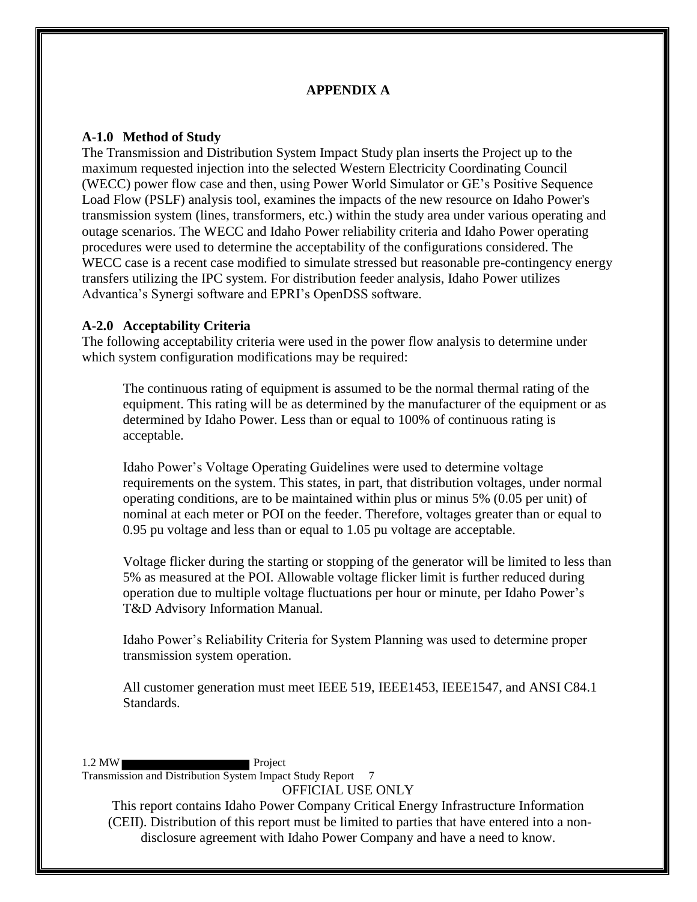# APPENDIX A

## A-1.0 Method of Study

The Transmission and Distribution System Impact Study plan inserts the Project up to the maximum requested injection into the selected Western Electricity Coordinating Council (WECC) power flow case and then, using Power World Simulator or GE's Positive Sequence Load Flow (PSLF) analysis tool, examines the impacts of the new resource on Idaho Power's transmission system (lines, transformers, etc.) within the study area under various operating and outage scenarios. The WECC and Idaho Power reliability criteria and Idaho Power operating procedures were used to determine the acceptability of the configurations considered. The WECC case is a recent case modified to simulate stressed but reasonable pre-contingency energy transfers utilizing the IPC system. For distribution feeder analysis, Idaho Power utilizes Advantica's Synergi software and EPRI's OpenDSS software.

## A-2.0 Acceptability Criteria

The following acceptability criteria were used in the power flow analysis to determine under which system configuration modifications may be required:

The continuous rating of equipment is assumed to be the normal thermal rating of the equipment. This rating will be as determined by the manufacturer of the equipment or as determined by Idaho Power. Less than or equal to 100% of continuous rating is acceptable.

Idaho Power's Voltage Operating Guidelines were used to determine voltage requirements on the system. This states, in part, that distribution voltages, under normal operating conditions, are to be maintained within plus or minus 5% (0.05 per unit) of nominal at each meter or POI on the feeder. Therefore, voltages greater than or equal to 0.95 pu voltage and less than or equal to 1.05 pu voltage are acceptable.

Voltage flicker during the starting or stopping of the generator will be limited to less than 5% as measured at the POI. Allowable voltage flicker limit is further reduced during operation due to multiple voltage fluctuations per hour or minute, per Idaho Power's T&D Advisory Information Manual.

Idaho Power's Reliability Criteria for System Planning was used to determine proper transmission system operation.

All customer generation must meet IEEE 519, IEEE1453, IEEE1547, and ANSI C84.1 Standards.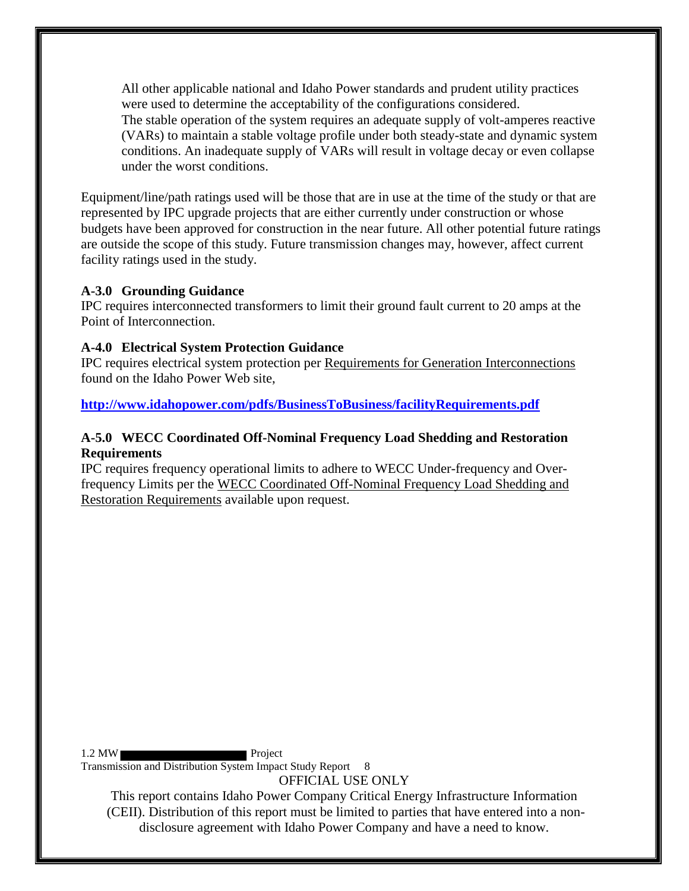All other applicable national and Idaho Power standards and prudent utility practices were used to determine the acceptability of the configurations considered.
The stable operation of the system requires an adequate supply of volt-amperes reactive (VARs) to maintain a stable voltage profile under both steady-state and dynamic system conditions. An inadequate supply of VARs will result in voltage decay or even collapse under the worst conditions.

Equipment/line/path ratings used will be those that are in use at the time of the study or that are represented by IPC upgrade projects that are either currently under construction or whose budgets have been approved for construction in the near future. All other potential future ratings are outside the scope of this study. Future transmission changes may, however, affect current facility ratings used in the study.

**A-3.0 Grounding Guidance**

IPC requires interconnected transformers to limit their ground fault current to 20 amps at the Point of Interconnection.

**A-4.0 Electrical System Protection Guidance**

IPC requires electrical system protection per Requirements for Generation Interconnections found on the Idaho Power Web site,

**http://www.idahopower.com/pdfs/BusinessToBusiness/facilityRequirements.pdf**

**A-5.0 WECC Coordinated Off-Nominal Frequency Load Shedding and Restoration Requirements**

IPC requires frequency operational limits to adhere to WECC Under-frequency and Over-frequency Limits per the WECC Coordinated Off-Nominal Frequency Load Shedding and Restoration Requirements available upon request.

OFFICIAL USE ONLY

This report contains Idaho Power Company Critical Energy Infrastructure Information (CEII). Distribution of this report must be limited to parties that have entered into a non-disclosure agreement with Idaho Power Company and have a need to know.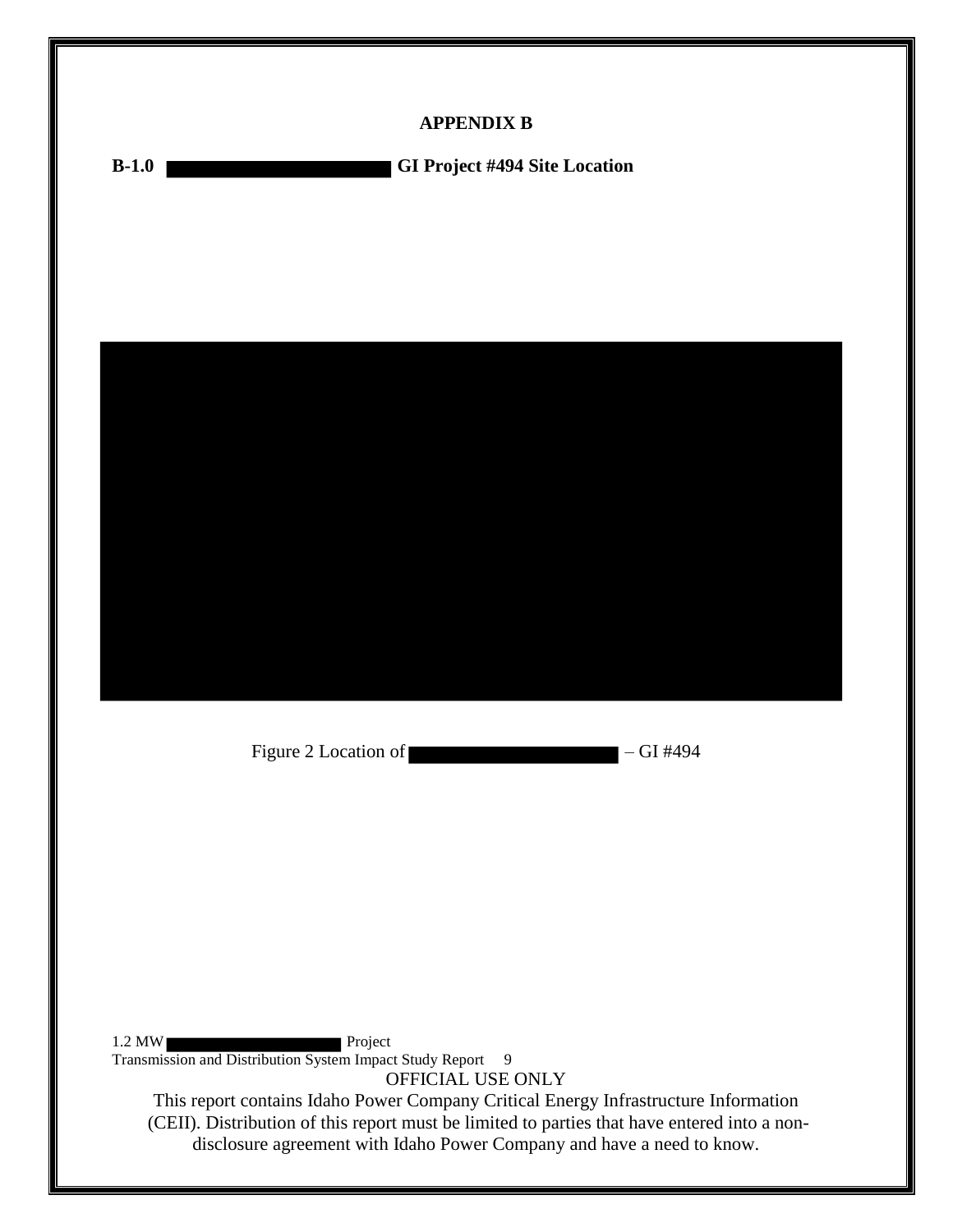# APPENDIX B

## B-1.0 GI Project #494 Site Location

Figure 2 Location of – GI #494

OFFICIAL USE ONLY

This report contains Idaho Power Company Critical Energy Infrastructure Information (CEII). Distribution of this report must be limited to parties that have entered into a non-disclosure agreement with Idaho Power Company and have a need to know.